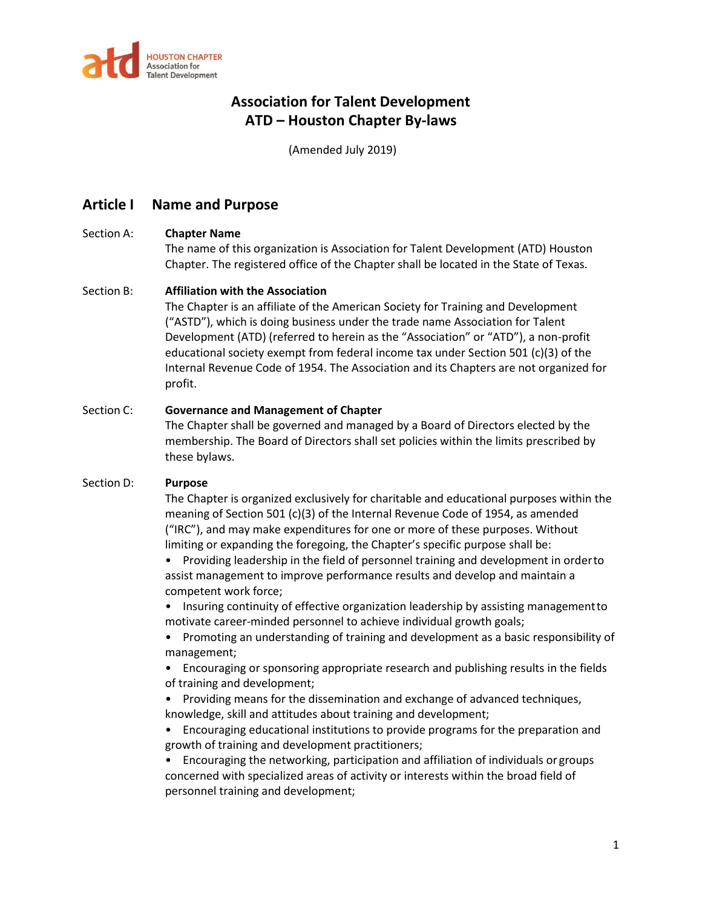HOUSTON CHAPTER
Association for
Talent Development

# Association for Talent Development
# ATD – Houston Chapter By-laws

(Amended July 2019)

## Article I Name and Purpose

Section A: **Chapter Name**

The name of this organization is Association for Talent Development (ATD) Houston Chapter. The registered office of the Chapter shall be located in the State of Texas.

Section B: **Affiliation with the Association**

The Chapter is an affiliate of the American Society for Training and Development ("ASTD"), which is doing business under the trade name Association for Talent Development (ATD) (referred to herein as the "Association" or "ATD"), a non-profit educational society exempt from federal income tax under Section 501 (c)(3) of the Internal Revenue Code of 1954. The Association and its Chapters are not organized for profit.

Section C: **Governance and Management of Chapter**

The Chapter shall be governed and managed by a Board of Directors elected by the membership. The Board of Directors shall set policies within the limits prescribed by these bylaws.

Section D: **Purpose**

The Chapter is organized exclusively for charitable and educational purposes within the meaning of Section 501 (c)(3) of the Internal Revenue Code of 1954, as amended ("IRC"), and may make expenditures for one or more of these purposes. Without limiting or expanding the foregoing, the Chapter's specific purpose shall be:

- Providing leadership in the field of personnel training and development in order to assist management to improve performance results and develop and maintain a competent work force;
- Insuring continuity of effective organization leadership by assisting management to motivate career-minded personnel to achieve individual growth goals;
- Promoting an understanding of training and development as a basic responsibility of management;
- Encouraging or sponsoring appropriate research and publishing results in the fields of training and development;
- Providing means for the dissemination and exchange of advanced techniques, knowledge, skill and attitudes about training and development;
- Encouraging educational institutions to provide programs for the preparation and growth of training and development practitioners;
- Encouraging the networking, participation and affiliation of individuals or groups concerned with specialized areas of activity or interests within the broad field of personnel training and development;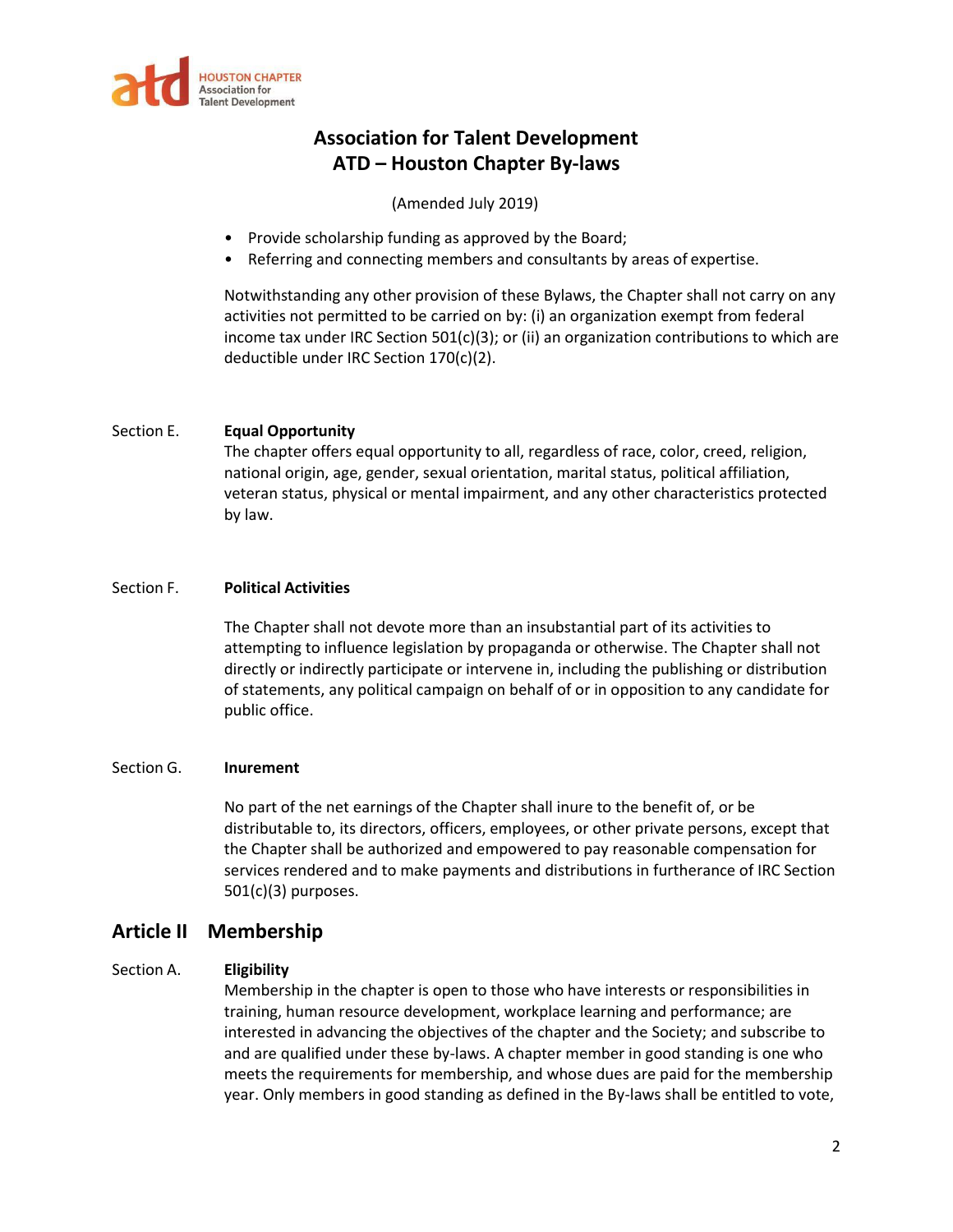- Provide scholarship funding as approved by the Board;
- Referring and connecting members and consultants by areas of expertise.

Notwithstanding any other provision of these Bylaws, the Chapter shall not carry on any activities not permitted to be carried on by: (i) an organization exempt from federal income tax under IRC Section 501(c)(3); or (ii) an organization contributions to which are deductible under IRC Section 170(c)(2).

Section E. **Equal Opportunity**

The chapter offers equal opportunity to all, regardless of race, color, creed, religion, national origin, age, gender, sexual orientation, marital status, political affiliation, veteran status, physical or mental impairment, and any other characteristics protected by law.

Section F. **Political Activities**

The Chapter shall not devote more than an insubstantial part of its activities to attempting to influence legislation by propaganda or otherwise. The Chapter shall not directly or indirectly participate or intervene in, including the publishing or distribution of statements, any political campaign on behalf of or in opposition to any candidate for public office.

Section G. **Inurement**

No part of the net earnings of the Chapter shall inure to the benefit of, or be distributable to, its directors, officers, employees, or other private persons, except that the Chapter shall be authorized and empowered to pay reasonable compensation for services rendered and to make payments and distributions in furtherance of IRC Section 501(c)(3) purposes.

## Article II Membership

Section A. **Eligibility**

Membership in the chapter is open to those who have interests or responsibilities in training, human resource development, workplace learning and performance; are interested in advancing the objectives of the chapter and the Society; and subscribe to and are qualified under these by-laws. A chapter member in good standing is one who meets the requirements for membership, and whose dues are paid for the membership year. Only members in good standing as defined in the By-laws shall be entitled to vote,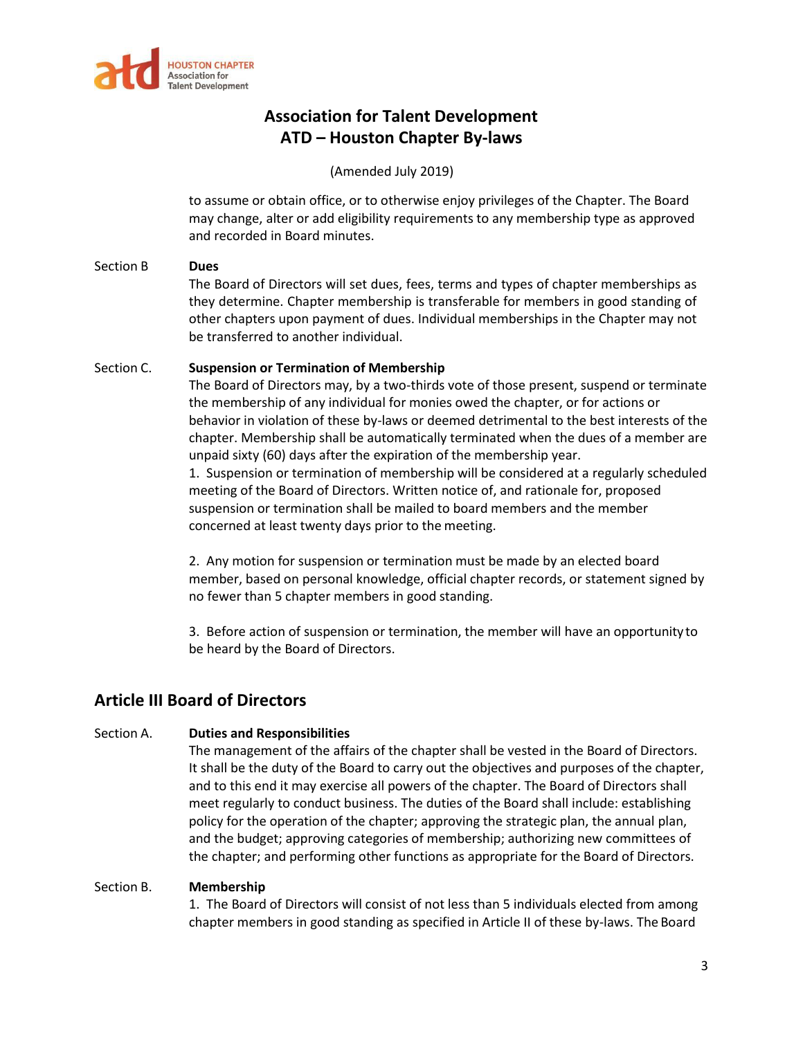to assume or obtain office, or to otherwise enjoy privileges of the Chapter. The Board may change, alter or add eligibility requirements to any membership type as approved and recorded in Board minutes.

Section B **Dues**

The Board of Directors will set dues, fees, terms and types of chapter memberships as they determine. Chapter membership is transferable for members in good standing of other chapters upon payment of dues. Individual memberships in the Chapter may not be transferred to another individual.

Section C. **Suspension or Termination of Membership**

The Board of Directors may, by a two-thirds vote of those present, suspend or terminate the membership of any individual for monies owed the chapter, or for actions or behavior in violation of these by-laws or deemed detrimental to the best interests of the chapter. Membership shall be automatically terminated when the dues of a member are unpaid sixty (60) days after the expiration of the membership year.

1. Suspension or termination of membership will be considered at a regularly scheduled meeting of the Board of Directors. Written notice of, and rationale for, proposed suspension or termination shall be mailed to board members and the member concerned at least twenty days prior to the meeting.

2. Any motion for suspension or termination must be made by an elected board member, based on personal knowledge, official chapter records, or statement signed by no fewer than 5 chapter members in good standing.

3. Before action of suspension or termination, the member will have an opportunity to be heard by the Board of Directors.

## Article III Board of Directors

Section A. **Duties and Responsibilities**

The management of the affairs of the chapter shall be vested in the Board of Directors. It shall be the duty of the Board to carry out the objectives and purposes of the chapter, and to this end it may exercise all powers of the chapter. The Board of Directors shall meet regularly to conduct business. The duties of the Board shall include: establishing policy for the operation of the chapter; approving the strategic plan, the annual plan, and the budget; approving categories of membership; authorizing new committees of the chapter; and performing other functions as appropriate for the Board of Directors.

Section B. **Membership**

1. The Board of Directors will consist of not less than 5 individuals elected from among chapter members in good standing as specified in Article II of these by-laws. The Board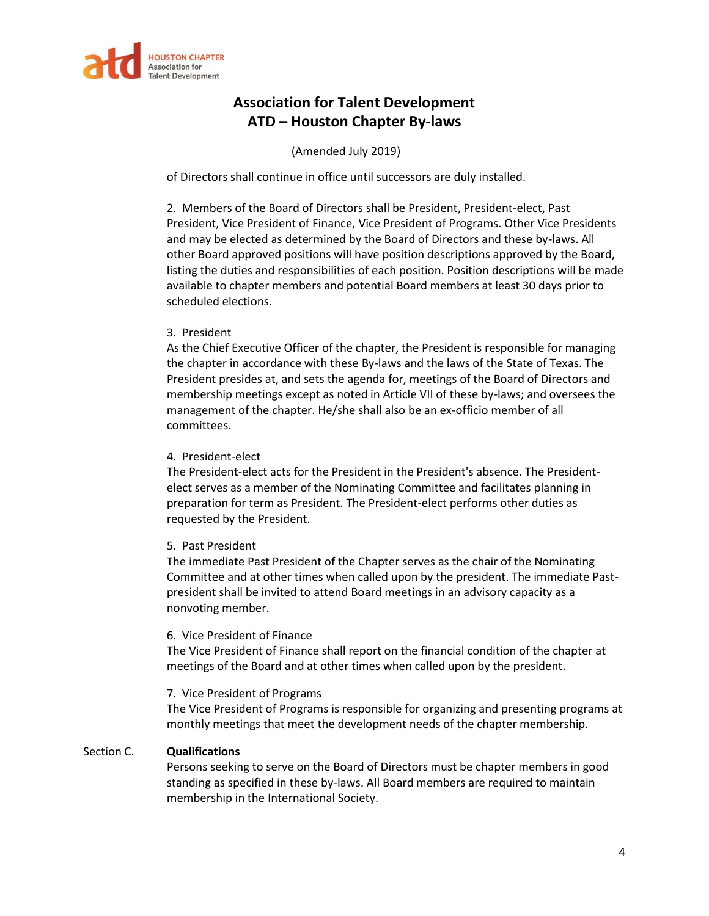of Directors shall continue in office until successors are duly installed.

2. Members of the Board of Directors shall be President, President-elect, Past President, Vice President of Finance, Vice President of Programs. Other Vice Presidents and may be elected as determined by the Board of Directors and these by-laws. All other Board approved positions will have position descriptions approved by the Board, listing the duties and responsibilities of each position. Position descriptions will be made available to chapter members and potential Board members at least 30 days prior to scheduled elections.

3. President
As the Chief Executive Officer of the chapter, the President is responsible for managing the chapter in accordance with these By-laws and the laws of the State of Texas. The President presides at, and sets the agenda for, meetings of the Board of Directors and membership meetings except as noted in Article VII of these by-laws; and oversees the management of the chapter. He/she shall also be an ex-officio member of all committees.

4. President-elect
The President-elect acts for the President in the President's absence. The President-elect serves as a member of the Nominating Committee and facilitates planning in preparation for term as President. The President-elect performs other duties as requested by the President.

5. Past President
The immediate Past President of the Chapter serves as the chair of the Nominating Committee and at other times when called upon by the president. The immediate Past-president shall be invited to attend Board meetings in an advisory capacity as a nonvoting member.

6. Vice President of Finance
The Vice President of Finance shall report on the financial condition of the chapter at meetings of the Board and at other times when called upon by the president.

7. Vice President of Programs
The Vice President of Programs is responsible for organizing and presenting programs at monthly meetings that meet the development needs of the chapter membership.

Section C. **Qualifications**

Persons seeking to serve on the Board of Directors must be chapter members in good standing as specified in these by-laws. All Board members are required to maintain membership in the International Society.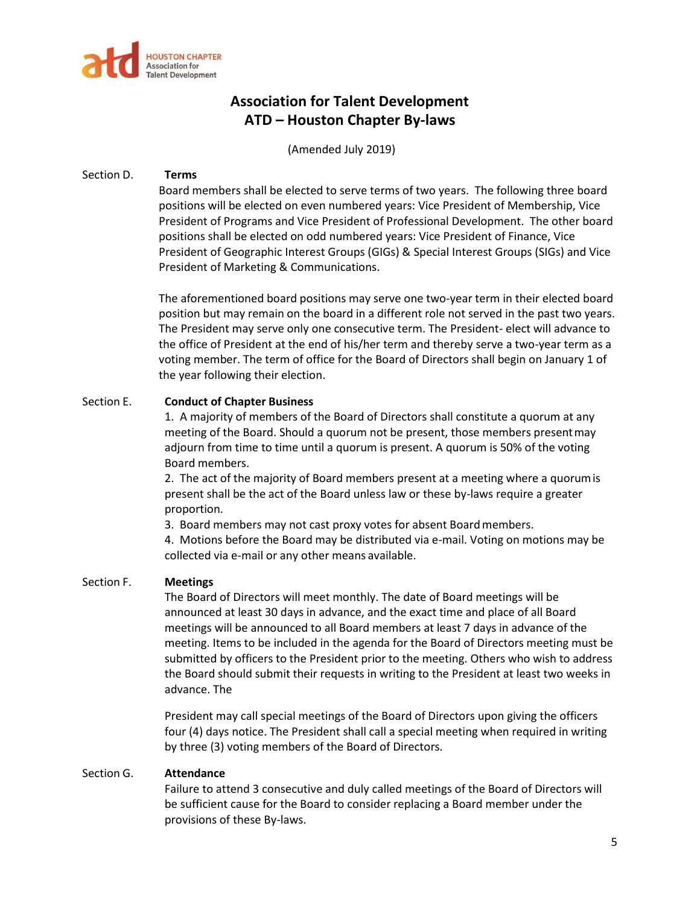# Association for Talent Development
# ATD – Houston Chapter By-laws

(Amended July 2019)

Section D. **Terms**

Board members shall be elected to serve terms of two years. The following three board positions will be elected on even numbered years: Vice President of Membership, Vice President of Programs and Vice President of Professional Development. The other board positions shall be elected on odd numbered years: Vice President of Finance, Vice President of Geographic Interest Groups (GIGs) & Special Interest Groups (SIGs) and Vice President of Marketing & Communications.

The aforementioned board positions may serve one two-year term in their elected board position but may remain on the board in a different role not served in the past two years. The President may serve only one consecutive term. The President- elect will advance to the office of President at the end of his/her term and thereby serve a two-year term as a voting member. The term of office for the Board of Directors shall begin on January 1 of the year following their election.

Section E. **Conduct of Chapter Business**

1. A majority of members of the Board of Directors shall constitute a quorum at any meeting of the Board. Should a quorum not be present, those members present may adjourn from time to time until a quorum is present. A quorum is 50% of the voting Board members.
2. The act of the majority of Board members present at a meeting where a quorum is present shall be the act of the Board unless law or these by-laws require a greater proportion.
3. Board members may not cast proxy votes for absent Board members.
4. Motions before the Board may be distributed via e-mail. Voting on motions may be collected via e-mail or any other means available.

Section F. **Meetings**

The Board of Directors will meet monthly. The date of Board meetings will be announced at least 30 days in advance, and the exact time and place of all Board meetings will be announced to all Board members at least 7 days in advance of the meeting. Items to be included in the agenda for the Board of Directors meeting must be submitted by officers to the President prior to the meeting. Others who wish to address the Board should submit their requests in writing to the President at least two weeks in advance. The

President may call special meetings of the Board of Directors upon giving the officers four (4) days notice. The President shall call a special meeting when required in writing by three (3) voting members of the Board of Directors.

Section G. **Attendance**

Failure to attend 3 consecutive and duly called meetings of the Board of Directors will be sufficient cause for the Board to consider replacing a Board member under the provisions of these By-laws.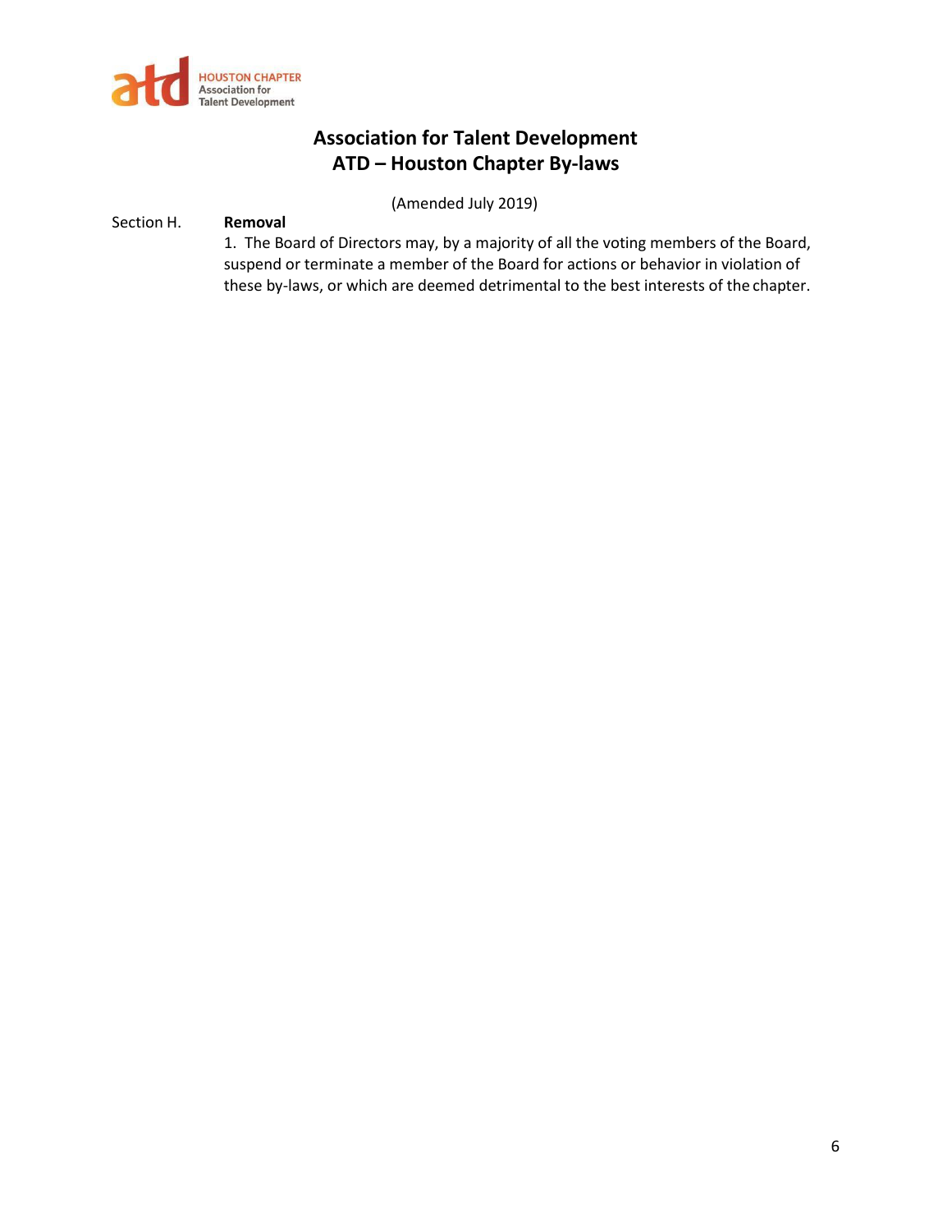# Association for Talent Development
# ATD – Houston Chapter By-laws

(Amended July 2019)

Section H. **Removal**

1. The Board of Directors may, by a majority of all the voting members of the Board, suspend or terminate a member of the Board for actions or behavior in violation of these by-laws, or which are deemed detrimental to the best interests of the chapter.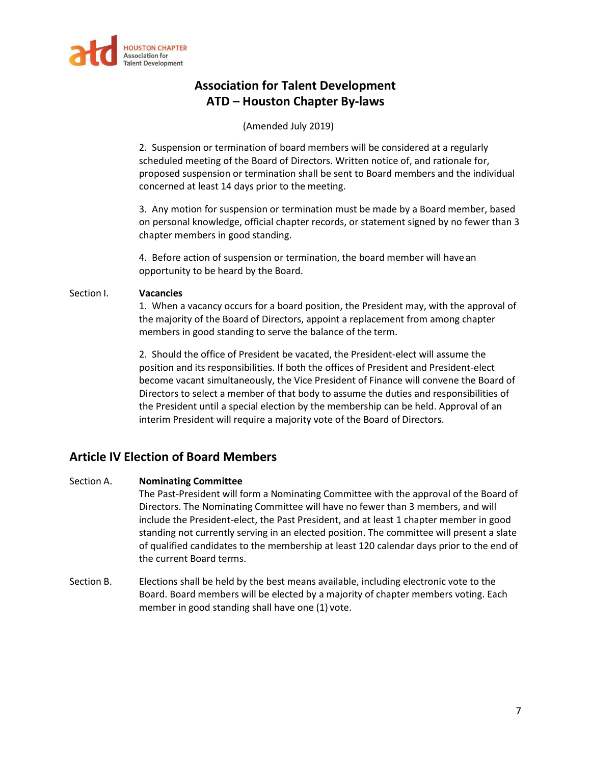2. Suspension or termination of board members will be considered at a regularly scheduled meeting of the Board of Directors. Written notice of, and rationale for, proposed suspension or termination shall be sent to Board members and the individual concerned at least 14 days prior to the meeting.

3. Any motion for suspension or termination must be made by a Board member, based on personal knowledge, official chapter records, or statement signed by no fewer than 3 chapter members in good standing.

4. Before action of suspension or termination, the board member will have an opportunity to be heard by the Board.

Section I. **Vacancies**

1. When a vacancy occurs for a board position, the President may, with the approval of the majority of the Board of Directors, appoint a replacement from among chapter members in good standing to serve the balance of the term.

2. Should the office of President be vacated, the President-elect will assume the position and its responsibilities. If both the offices of President and President-elect become vacant simultaneously, the Vice President of Finance will convene the Board of Directors to select a member of that body to assume the duties and responsibilities of the President until a special election by the membership can be held. Approval of an interim President will require a majority vote of the Board of Directors.

## Article IV Election of Board Members

Section A. **Nominating Committee**

The Past-President will form a Nominating Committee with the approval of the Board of Directors. The Nominating Committee will have no fewer than 3 members, and will include the President-elect, the Past President, and at least 1 chapter member in good standing not currently serving in an elected position. The committee will present a slate of qualified candidates to the membership at least 120 calendar days prior to the end of the current Board terms.

Section B. Elections shall be held by the best means available, including electronic vote to the Board. Board members will be elected by a majority of chapter members voting. Each member in good standing shall have one (1) vote.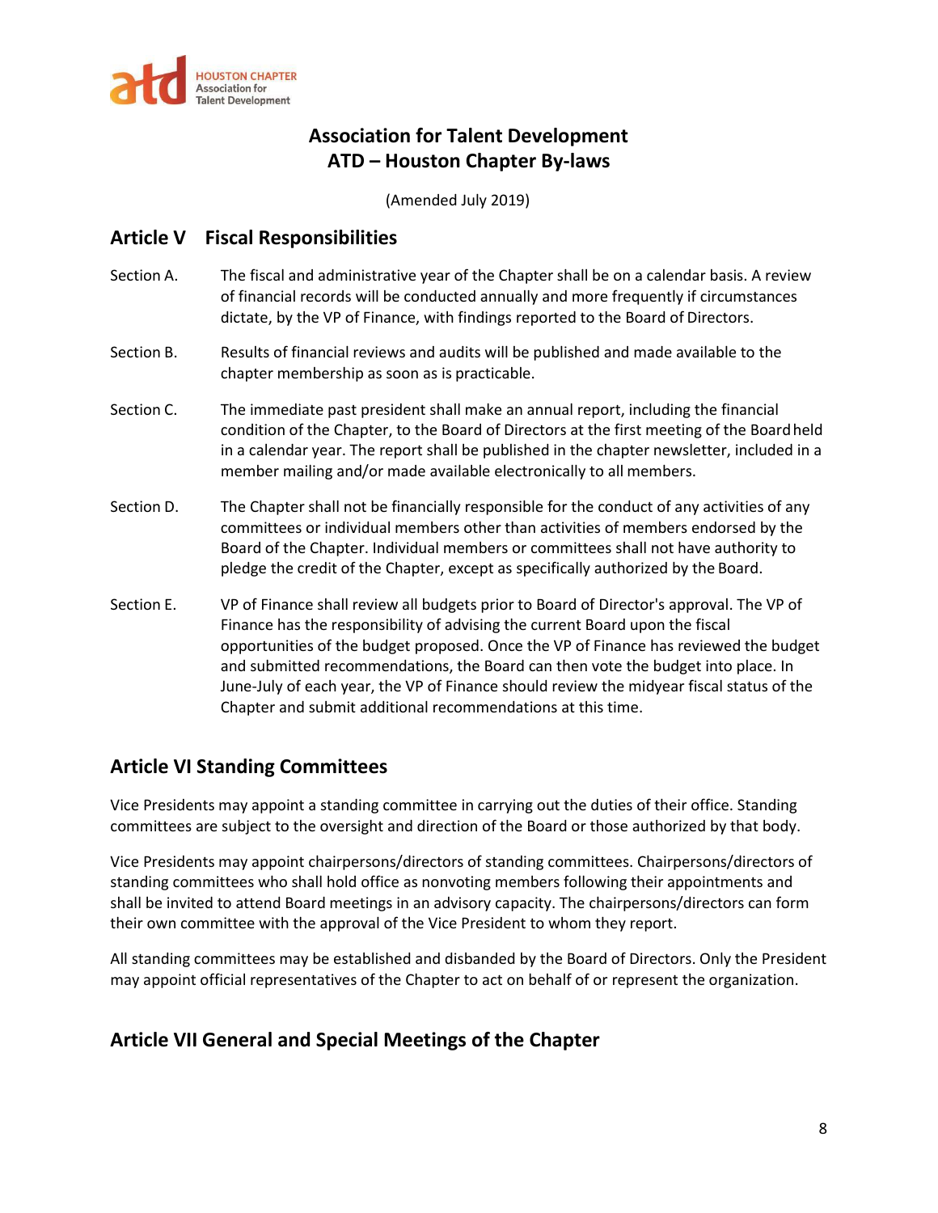# Association for Talent Development
# ATD – Houston Chapter By-laws

(Amended July 2019)

## Article V Fiscal Responsibilities

Section A. The fiscal and administrative year of the Chapter shall be on a calendar basis. A review of financial records will be conducted annually and more frequently if circumstances dictate, by the VP of Finance, with findings reported to the Board of Directors.

Section B. Results of financial reviews and audits will be published and made available to the chapter membership as soon as is practicable.

Section C. The immediate past president shall make an annual report, including the financial condition of the Chapter, to the Board of Directors at the first meeting of the Board held in a calendar year. The report shall be published in the chapter newsletter, included in a member mailing and/or made available electronically to all members.

Section D. The Chapter shall not be financially responsible for the conduct of any activities of any committees or individual members other than activities of members endorsed by the Board of the Chapter. Individual members or committees shall not have authority to pledge the credit of the Chapter, except as specifically authorized by the Board.

Section E. VP of Finance shall review all budgets prior to Board of Director's approval. The VP of Finance has the responsibility of advising the current Board upon the fiscal opportunities of the budget proposed. Once the VP of Finance has reviewed the budget and submitted recommendations, the Board can then vote the budget into place. In June-July of each year, the VP of Finance should review the midyear fiscal status of the Chapter and submit additional recommendations at this time.

## Article VI Standing Committees

Vice Presidents may appoint a standing committee in carrying out the duties of their office. Standing committees are subject to the oversight and direction of the Board or those authorized by that body.

Vice Presidents may appoint chairpersons/directors of standing committees. Chairpersons/directors of standing committees who shall hold office as nonvoting members following their appointments and shall be invited to attend Board meetings in an advisory capacity. The chairpersons/directors can form their own committee with the approval of the Vice President to whom they report.

All standing committees may be established and disbanded by the Board of Directors. Only the President may appoint official representatives of the Chapter to act on behalf of or represent the organization.

## Article VII General and Special Meetings of the Chapter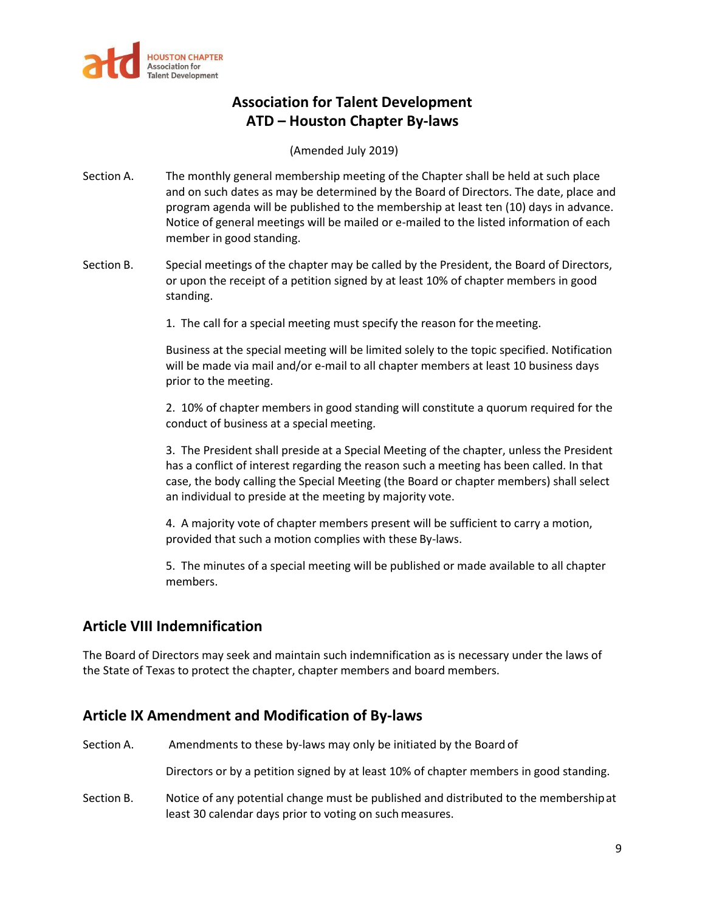**Association for Talent Development**
**ATD – Houston Chapter By-laws**

(Amended July 2019)

Section A. The monthly general membership meeting of the Chapter shall be held at such place and on such dates as may be determined by the Board of Directors. The date, place and program agenda will be published to the membership at least ten (10) days in advance. Notice of general meetings will be mailed or e-mailed to the listed information of each member in good standing.

Section B. Special meetings of the chapter may be called by the President, the Board of Directors, or upon the receipt of a petition signed by at least 10% of chapter members in good standing.

1. The call for a special meeting must specify the reason for the meeting.

Business at the special meeting will be limited solely to the topic specified. Notification will be made via mail and/or e-mail to all chapter members at least 10 business days prior to the meeting.

2. 10% of chapter members in good standing will constitute a quorum required for the conduct of business at a special meeting.

3. The President shall preside at a Special Meeting of the chapter, unless the President has a conflict of interest regarding the reason such a meeting has been called. In that case, the body calling the Special Meeting (the Board or chapter members) shall select an individual to preside at the meeting by majority vote.

4. A majority vote of chapter members present will be sufficient to carry a motion, provided that such a motion complies with these By-laws.

5. The minutes of a special meeting will be published or made available to all chapter members.

## Article VIII Indemnification

The Board of Directors may seek and maintain such indemnification as is necessary under the laws of the State of Texas to protect the chapter, chapter members and board members.

## Article IX Amendment and Modification of By-laws

Section A. Amendments to these by-laws may only be initiated by the Board of Directors or by a petition signed by at least 10% of chapter members in good standing.

Section B. Notice of any potential change must be published and distributed to the membership at least 30 calendar days prior to voting on such measures.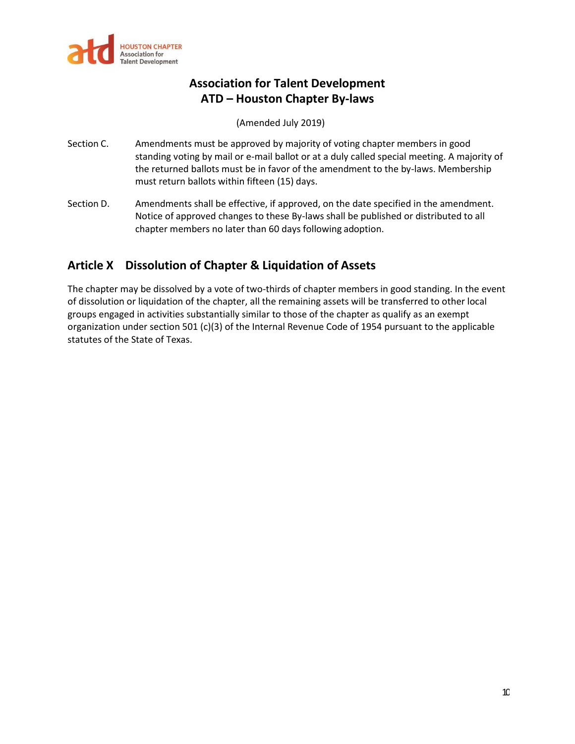Section C. Amendments must be approved by majority of voting chapter members in good standing voting by mail or e-mail ballot or at a duly called special meeting. A majority of the returned ballots must be in favor of the amendment to the by-laws. Membership must return ballots within fifteen (15) days.

Section D. Amendments shall be effective, if approved, on the date specified in the amendment. Notice of approved changes to these By-laws shall be published or distributed to all chapter members no later than 60 days following adoption.

## Article X Dissolution of Chapter & Liquidation of Assets

The chapter may be dissolved by a vote of two-thirds of chapter members in good standing. In the event of dissolution or liquidation of the chapter, all the remaining assets will be transferred to other local groups engaged in activities substantially similar to those of the chapter as qualify as an exempt organization under section 501 (c)(3) of the Internal Revenue Code of 1954 pursuant to the applicable statutes of the State of Texas.